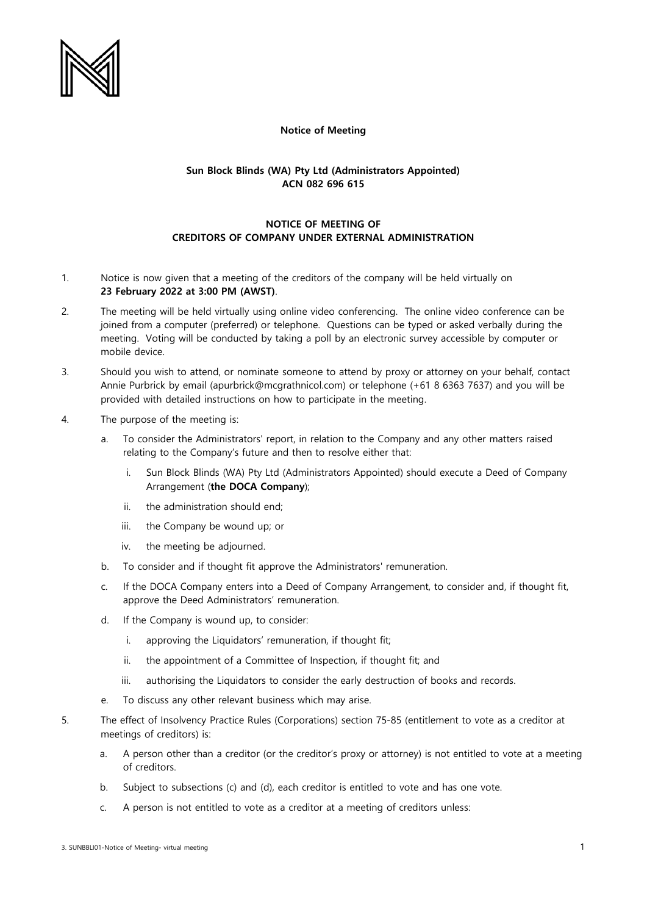**Notice of Meeting**

**Sun Block Blinds (WA) Pty Ltd (Administrators Appointed)**
**ACN 082 696 615**

**NOTICE OF MEETING OF**
**CREDITORS OF COMPANY UNDER EXTERNAL ADMINISTRATION**

1. Notice is now given that a meeting of the creditors of the company will be held virtually on **23 February 2022 at 3:00 PM (AWST)**.

2. The meeting will be held virtually using online video conferencing. The online video conference can be joined from a computer (preferred) or telephone. Questions can be typed or asked verbally during the meeting. Voting will be conducted by taking a poll by an electronic survey accessible by computer or mobile device.

3. Should you wish to attend, or nominate someone to attend by proxy or attorney on your behalf, contact Annie Purbrick by email (apurbrick@mcgrathnicol.com) or telephone (+61 8 6363 7637) and you will be provided with detailed instructions on how to participate in the meeting.

4. The purpose of the meeting is:

   a. To consider the Administrators' report, in relation to the Company and any other matters raised relating to the Company's future and then to resolve either that:

      i. Sun Block Blinds (WA) Pty Ltd (Administrators Appointed) should execute a Deed of Company Arrangement (**the DOCA Company**);

      ii. the administration should end;

      iii. the Company be wound up; or

      iv. the meeting be adjourned.

   b. To consider and if thought fit approve the Administrators' remuneration.

   c. If the DOCA Company enters into a Deed of Company Arrangement, to consider and, if thought fit, approve the Deed Administrators' remuneration.

   d. If the Company is wound up, to consider:

      i. approving the Liquidators' remuneration, if thought fit;

      ii. the appointment of a Committee of Inspection, if thought fit; and

      iii. authorising the Liquidators to consider the early destruction of books and records.

   e. To discuss any other relevant business which may arise.

5. The effect of Insolvency Practice Rules (Corporations) section 75-85 (entitlement to vote as a creditor at meetings of creditors) is:

   a. A person other than a creditor (or the creditor's proxy or attorney) is not entitled to vote at a meeting of creditors.

   b. Subject to subsections (c) and (d), each creditor is entitled to vote and has one vote.

   c. A person is not entitled to vote as a creditor at a meeting of creditors unless: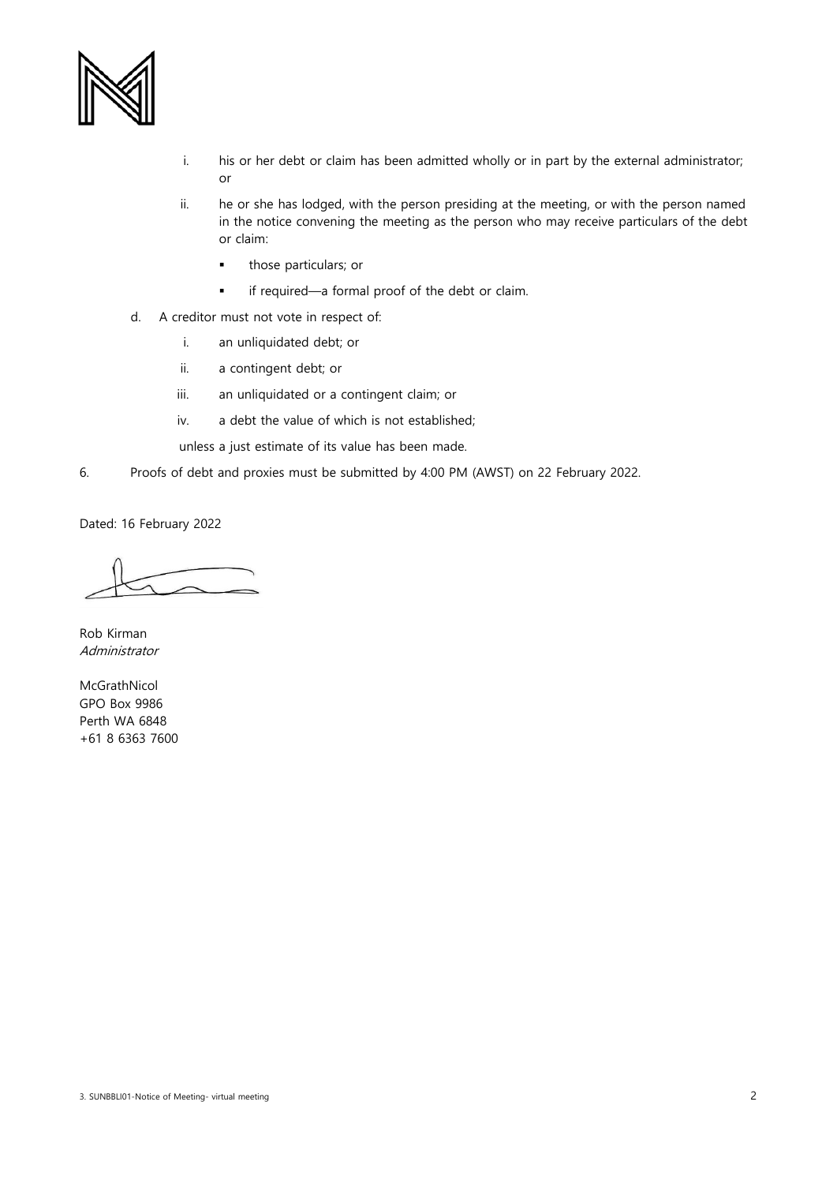i. his or her debt or claim has been admitted wholly or in part by the external administrator; or

ii. he or she has lodged, with the person presiding at the meeting, or with the person named in the notice convening the meeting as the person who may receive particulars of the debt or claim:

   - those particulars; or
   - if required—a formal proof of the debt or claim.

d. A creditor must not vote in respect of:

   i. an unliquidated debt; or

   ii. a contingent debt; or

   iii. an unliquidated or a contingent claim; or

   iv. a debt the value of which is not established;

   unless a just estimate of its value has been made.

6. Proofs of debt and proxies must be submitted by 4:00 PM (AWST) on 22 February 2022.

Dated: 16 February 2022

Rob Kirman
*Administrator*

McGrathNicol
GPO Box 9986
Perth WA 6848
+61 8 6363 7600